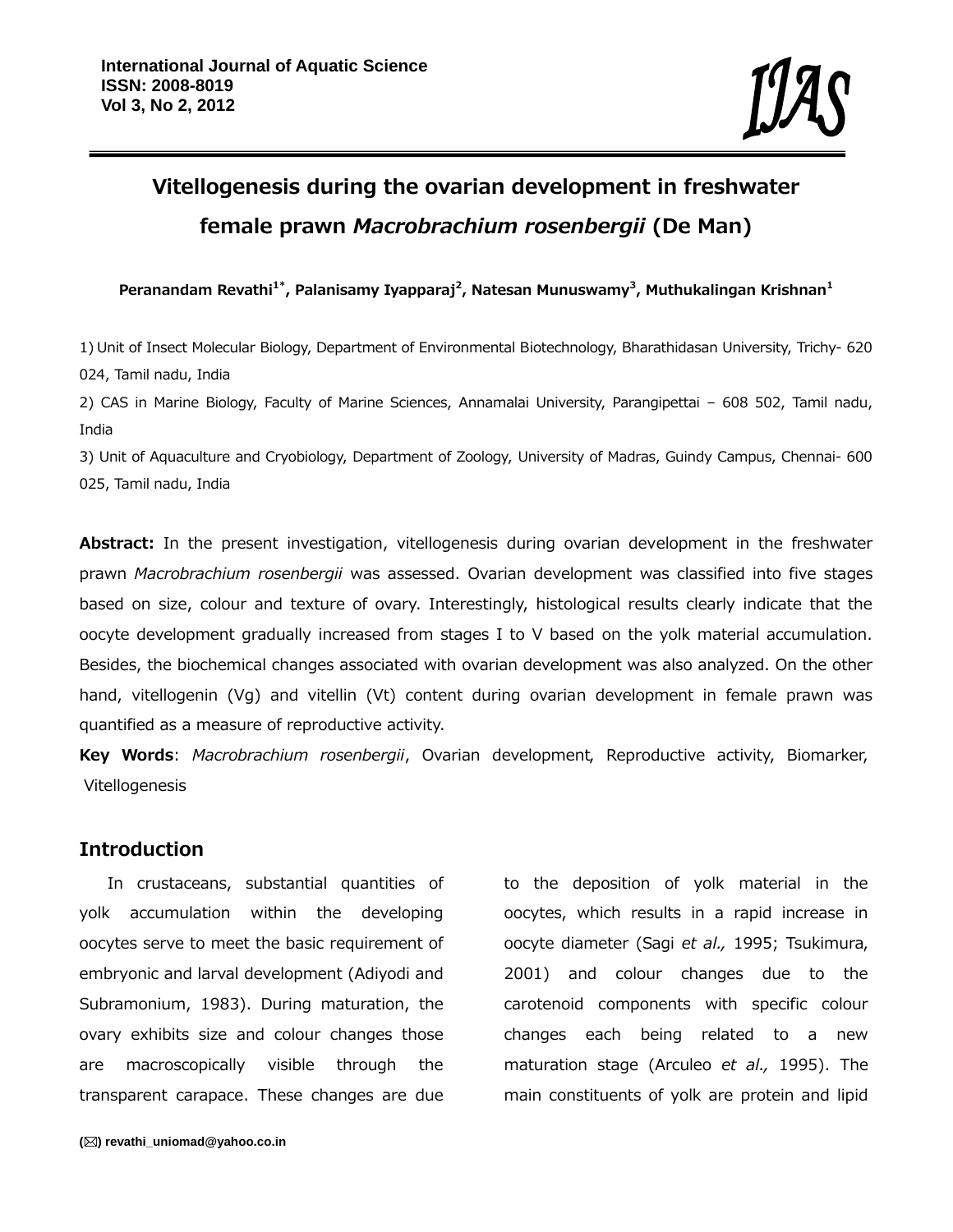International Journal of Aquatic Science
ISSN: 2008-8019
Vol 3, No 2, 2012

# Vitellogenesis during the ovarian development in freshwater female prawn *Macrobrachium rosenbergii* (De Man)

**Peranandam Revathi[1*], Palanisamy Iyapparaj[2], Natesan Munuswamy[3], Muthukalingan Krishnan[1]**

1) Unit of Insect Molecular Biology, Department of Environmental Biotechnology, Bharathidasan University, Trichy- 620 024, Tamil nadu, India

2) CAS in Marine Biology, Faculty of Marine Sciences, Annamalai University, Parangipettai – 608 502, Tamil nadu, India

3) Unit of Aquaculture and Cryobiology, Department of Zoology, University of Madras, Guindy Campus, Chennai- 600 025, Tamil nadu, India

**Abstract:** In the present investigation, vitellogenesis during ovarian development in the freshwater prawn *Macrobrachium rosenbergii* was assessed. Ovarian development was classified into five stages based on size, colour and texture of ovary. Interestingly, histological results clearly indicate that the oocyte development gradually increased from stages I to V based on the yolk material accumulation. Besides, the biochemical changes associated with ovarian development was also analyzed. On the other hand, vitellogenin (Vg) and vitellin (Vt) content during ovarian development in female prawn was quantified as a measure of reproductive activity.

**Key Words**: *Macrobrachium rosenbergii*, Ovarian development, Reproductive activity, Biomarker, Vitellogenesis

## Introduction

In crustaceans, substantial quantities of yolk accumulation within the developing oocytes serve to meet the basic requirement of embryonic and larval development (Adiyodi and Subramonium, 1983). During maturation, the ovary exhibits size and colour changes those are macroscopically visible through the transparent carapace. These changes are due to the deposition of yolk material in the oocytes, which results in a rapid increase in oocyte diameter (Sagi *et al.,* 1995; Tsukimura, 2001) and colour changes due to the carotenoid components with specific colour changes each being related to a new maturation stage (Arculeo *et al.,* 1995). The main constituents of yolk are protein and lipid

(✉) revathi_uniomad@yahoo.co.in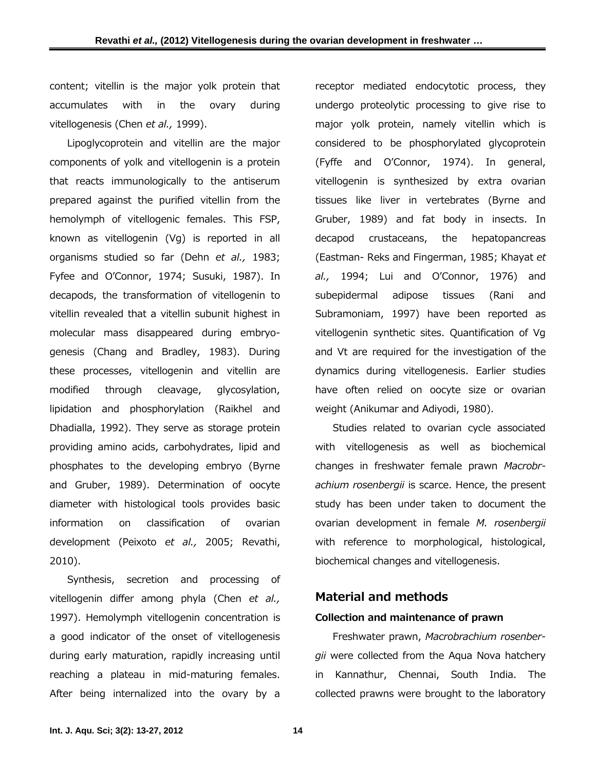content; vitellin is the major yolk protein that accumulates with in the ovary during vitellogenesis (Chen *et al.,* 1999).

Lipoglycoprotein and vitellin are the major components of yolk and vitellogenin is a protein that reacts immunologically to the antiserum prepared against the purified vitellin from the hemolymph of vitellogenic females. This FSP, known as vitellogenin (Vg) is reported in all organisms studied so far (Dehn *et al.,* 1983; Fyfee and O'Connor, 1974; Susuki, 1987). In decapods, the transformation of vitellogenin to vitellin revealed that a vitellin subunit highest in molecular mass disappeared during embryogenesis (Chang and Bradley, 1983). During these processes, vitellogenin and vitellin are modified through cleavage, glycosylation, lipidation and phosphorylation (Raikhel and Dhadialla, 1992). They serve as storage protein providing amino acids, carbohydrates, lipid and phosphates to the developing embryo (Byrne and Gruber, 1989). Determination of oocyte diameter with histological tools provides basic information on classification of ovarian development (Peixoto *et al.,* 2005; Revathi, 2010).

Synthesis, secretion and processing of vitellogenin differ among phyla (Chen *et al.,* 1997). Hemolymph vitellogenin concentration is a good indicator of the onset of vitellogenesis during early maturation, rapidly increasing until reaching a plateau in mid-maturing females. After being internalized into the ovary by a receptor mediated endocytotic process, they undergo proteolytic processing to give rise to major yolk protein, namely vitellin which is considered to be phosphorylated glycoprotein (Fyffe and O'Connor, 1974). In general, vitellogenin is synthesized by extra ovarian tissues like liver in vertebrates (Byrne and Gruber, 1989) and fat body in insects. In decapod crustaceans, the hepatopancreas (Eastman- Reks and Fingerman, 1985; Khayat *et al.,* 1994; Lui and O'Connor, 1976) and subepidermal adipose tissues (Rani and Subramoniam, 1997) have been reported as vitellogenin synthetic sites. Quantification of Vg and Vt are required for the investigation of the dynamics during vitellogenesis. Earlier studies have often relied on oocyte size or ovarian weight (Anikumar and Adiyodi, 1980).

Studies related to ovarian cycle associated with vitellogenesis as well as biochemical changes in freshwater female prawn *Macrobrachium rosenbergii* is scarce. Hence, the present study has been under taken to document the ovarian development in female *M. rosenbergii* with reference to morphological, histological, biochemical changes and vitellogenesis.

## Material and methods

### Collection and maintenance of prawn

Freshwater prawn, *Macrobrachium rosenbergii* were collected from the Aqua Nova hatchery in Kannathur, Chennai, South India. The collected prawns were brought to the laboratory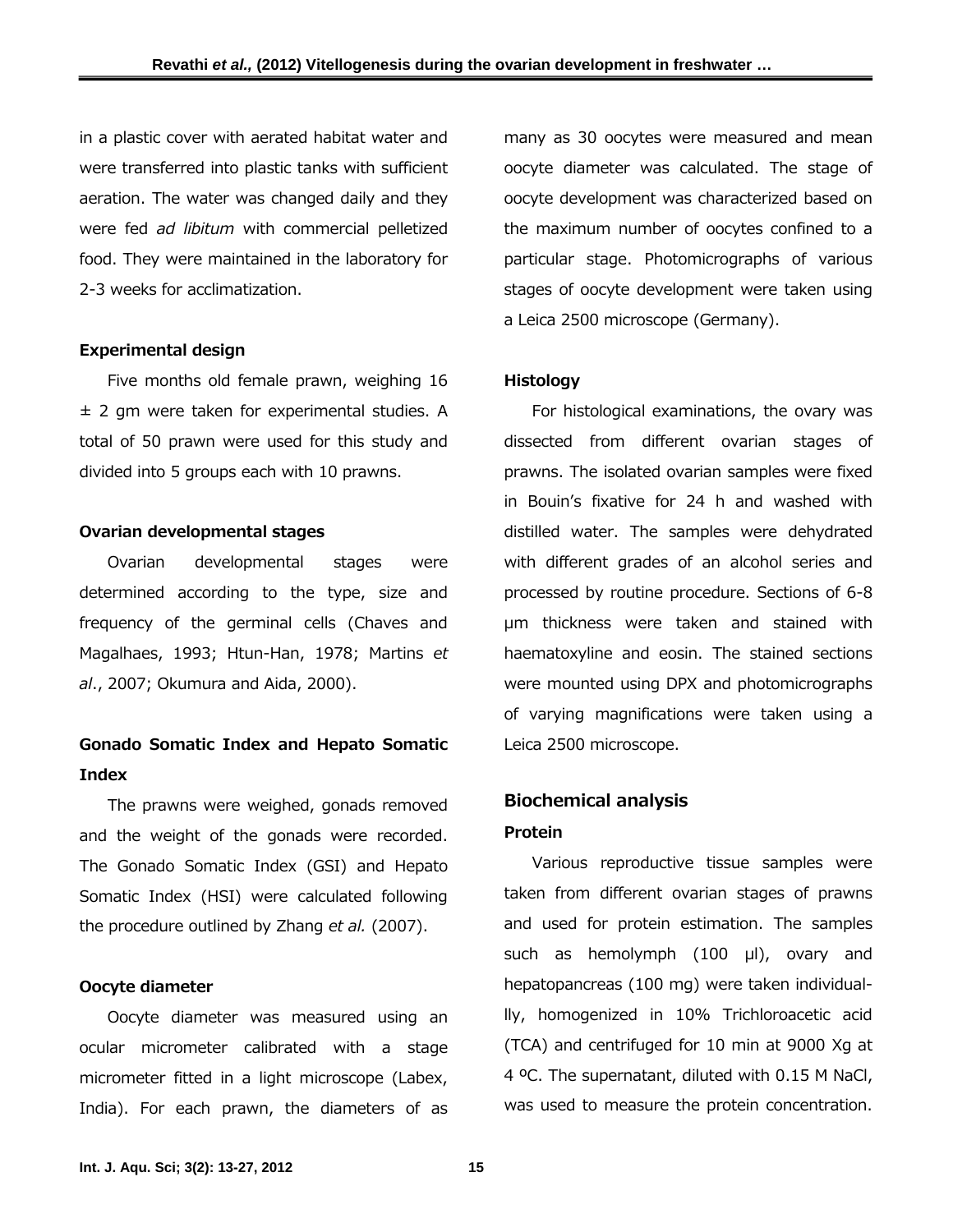in a plastic cover with aerated habitat water and were transferred into plastic tanks with sufficient aeration. The water was changed daily and they were fed *ad libitum* with commercial pelletized food. They were maintained in the laboratory for 2-3 weeks for acclimatization.

### Experimental design

Five months old female prawn, weighing 16 ± 2 gm were taken for experimental studies. A total of 50 prawn were used for this study and divided into 5 groups each with 10 prawns.

### Ovarian developmental stages

Ovarian developmental stages were determined according to the type, size and frequency of the germinal cells (Chaves and Magalhaes, 1993; Htun-Han, 1978; Martins *et al*., 2007; Okumura and Aida, 2000).

### Gonado Somatic Index and Hepato Somatic Index

The prawns were weighed, gonads removed and the weight of the gonads were recorded. The Gonado Somatic Index (GSI) and Hepato Somatic Index (HSI) were calculated following the procedure outlined by Zhang *et al.* (2007).

### Oocyte diameter

Oocyte diameter was measured using an ocular micrometer calibrated with a stage micrometer fitted in a light microscope (Labex, India). For each prawn, the diameters of as many as 30 oocytes were measured and mean oocyte diameter was calculated. The stage of oocyte development was characterized based on the maximum number of oocytes confined to a particular stage. Photomicrographs of various stages of oocyte development were taken using a Leica 2500 microscope (Germany).

### Histology

For histological examinations, the ovary was dissected from different ovarian stages of prawns. The isolated ovarian samples were fixed in Bouin's fixative for 24 h and washed with distilled water. The samples were dehydrated with different grades of an alcohol series and processed by routine procedure. Sections of 6-8 µm thickness were taken and stained with haematoxyline and eosin. The stained sections were mounted using DPX and photomicrographs of varying magnifications were taken using a Leica 2500 microscope.

## Biochemical analysis

### Protein

Various reproductive tissue samples were taken from different ovarian stages of prawns and used for protein estimation. The samples such as hemolymph (100 µl), ovary and hepatopancreas (100 mg) were taken individuall-lly, homogenized in 10% Trichloroacetic acid (TCA) and centrifuged for 10 min at 9000 Xg at 4 ºC. The supernatant, diluted with 0.15 M NaCl, was used to measure the protein concentration.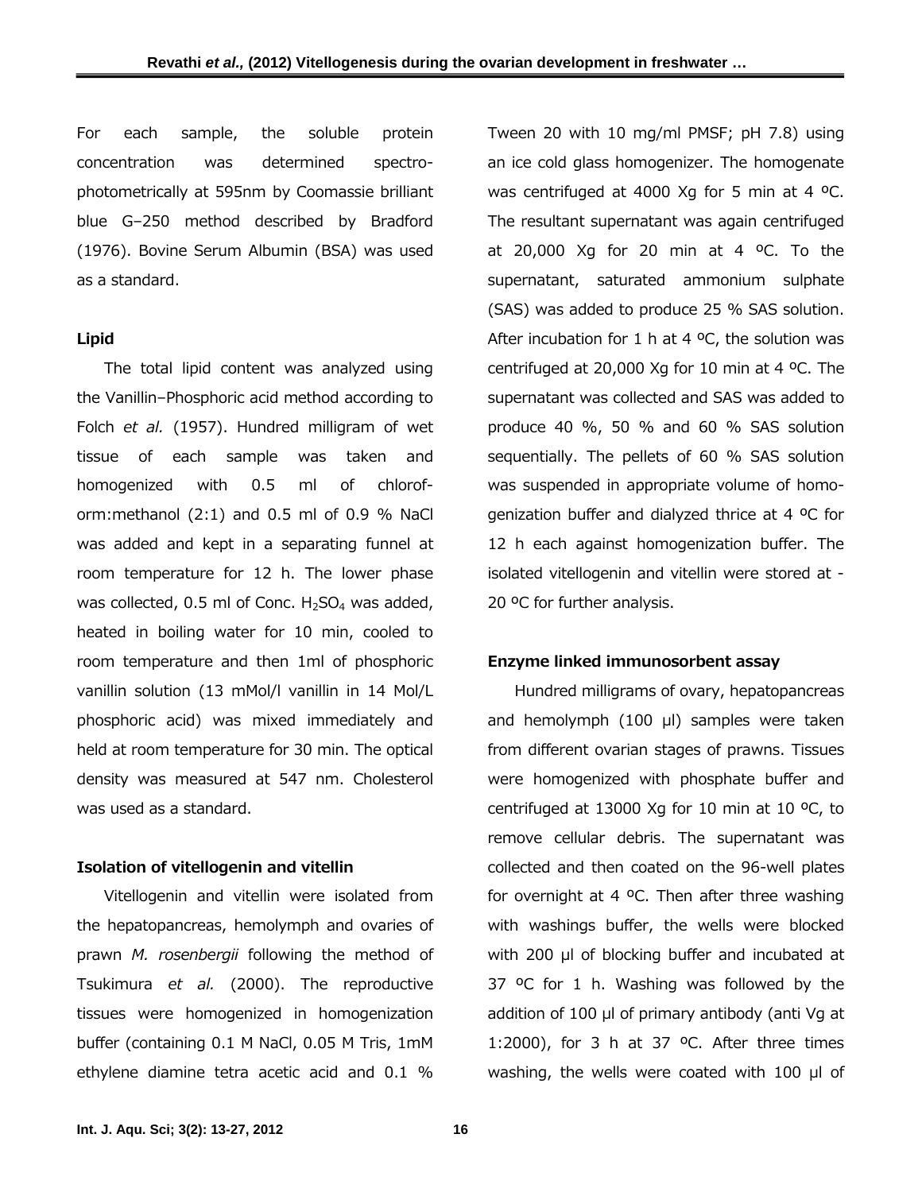For each sample, the soluble protein concentration was determined spectrophotometrically at 595nm by Coomassie brilliant blue G–250 method described by Bradford (1976). Bovine Serum Albumin (BSA) was used as a standard.

### Lipid

The total lipid content was analyzed using the Vanillin–Phosphoric acid method according to Folch *et al.* (1957). Hundred milligram of wet tissue of each sample was taken and homogenized with 0.5 ml of chloroform:methanol (2:1) and 0.5 ml of 0.9 % NaCl was added and kept in a separating funnel at room temperature for 12 h. The lower phase was collected, 0.5 ml of Conc. $H_2SO_4$ was added, heated in boiling water for 10 min, cooled to room temperature and then 1ml of phosphoric vanillin solution (13 mMol/l vanillin in 14 Mol/L phosphoric acid) was mixed immediately and held at room temperature for 30 min. The optical density was measured at 547 nm. Cholesterol was used as a standard.

### Isolation of vitellogenin and vitellin

Vitellogenin and vitellin were isolated from the hepatopancreas, hemolymph and ovaries of prawn *M. rosenbergii* following the method of Tsukimura *et al.* (2000). The reproductive tissues were homogenized in homogenization buffer (containing 0.1 M NaCl, 0.05 M Tris, 1mM ethylene diamine tetra acetic acid and 0.1 % Tween 20 with 10 mg/ml PMSF; pH 7.8) using an ice cold glass homogenizer. The homogenate was centrifuged at 4000 Xg for 5 min at 4 ºC. The resultant supernatant was again centrifuged at 20,000 Xg for 20 min at 4 ºC. To the supernatant, saturated ammonium sulphate (SAS) was added to produce 25 % SAS solution. After incubation for 1 h at 4 ºC, the solution was centrifuged at 20,000 Xg for 10 min at 4 ºC. The supernatant was collected and SAS was added to produce 40 %, 50 % and 60 % SAS solution sequentially. The pellets of 60 % SAS solution was suspended in appropriate volume of homogenization buffer and dialyzed thrice at 4 ºC for 12 h each against homogenization buffer. The isolated vitellogenin and vitellin were stored at -20 ºC for further analysis.

### Enzyme linked immunosorbent assay

Hundred milligrams of ovary, hepatopancreas and hemolymph (100 µl) samples were taken from different ovarian stages of prawns. Tissues were homogenized with phosphate buffer and centrifuged at 13000 Xg for 10 min at 10 ºC, to remove cellular debris. The supernatant was collected and then coated on the 96-well plates for overnight at 4 ºC. Then after three washing with washings buffer, the wells were blocked with 200 µl of blocking buffer and incubated at 37 ºC for 1 h. Washing was followed by the addition of 100 µl of primary antibody (anti Vg at 1:2000), for 3 h at 37 ºC. After three times washing, the wells were coated with 100 µl of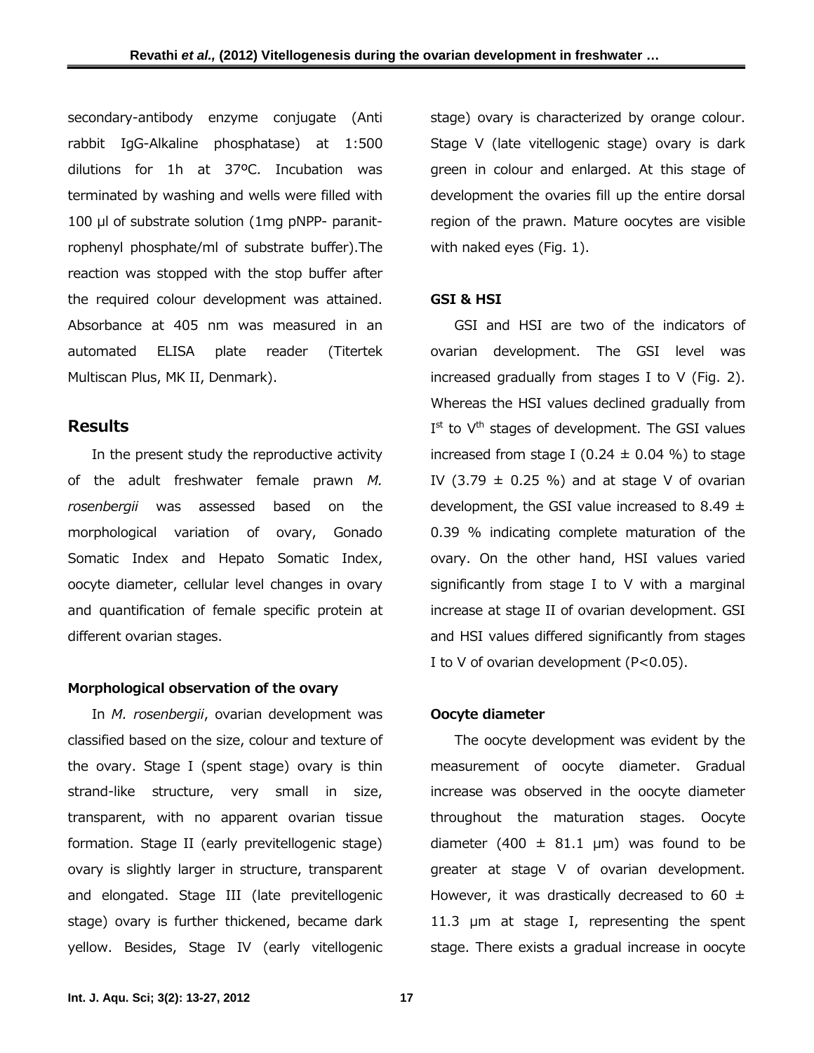secondary-antibody enzyme conjugate (Anti rabbit IgG-Alkaline phosphatase) at 1:500 dilutions for 1h at 37ºC. Incubation was terminated by washing and wells were filled with 100 µl of substrate solution (1mg pNPP- paranitrophenyl phosphate/ml of substrate buffer).The reaction was stopped with the stop buffer after the required colour development was attained. Absorbance at 405 nm was measured in an automated ELISA plate reader (Titertek Multiscan Plus, MK II, Denmark).

## Results

In the present study the reproductive activity of the adult freshwater female prawn *M. rosenbergii* was assessed based on the morphological variation of ovary, Gonado Somatic Index and Hepato Somatic Index, oocyte diameter, cellular level changes in ovary and quantification of female specific protein at different ovarian stages.

### Morphological observation of the ovary

In *M. rosenbergii*, ovarian development was classified based on the size, colour and texture of the ovary. Stage I (spent stage) ovary is thin strand-like structure, very small in size, transparent, with no apparent ovarian tissue formation. Stage II (early previtellogenic stage) ovary is slightly larger in structure, transparent and elongated. Stage III (late previtellogenic stage) ovary is further thickened, became dark yellow. Besides, Stage IV (early vitellogenic stage) ovary is characterized by orange colour. Stage V (late vitellogenic stage) ovary is dark green in colour and enlarged. At this stage of development the ovaries fill up the entire dorsal region of the prawn. Mature oocytes are visible with naked eyes (Fig. 1).

### GSI & HSI

GSI and HSI are two of the indicators of ovarian development. The GSI level was increased gradually from stages I to V (Fig. 2). Whereas the HSI values declined gradually from I$^{st}$ to V$^{th}$ stages of development. The GSI values increased from stage I ($0.24 \pm 0.04$ %) to stage IV ($3.79 \pm 0.25$ %) and at stage V of ovarian development, the GSI value increased to $8.49 \pm 0.39$ % indicating complete maturation of the ovary. On the other hand, HSI values varied significantly from stage I to V with a marginal increase at stage II of ovarian development. GSI and HSI values differed significantly from stages I to V of ovarian development ($P<0.05$).

### Oocyte diameter

The oocyte development was evident by the measurement of oocyte diameter. Gradual increase was observed in the oocyte diameter throughout the maturation stages. Oocyte diameter ($400 \pm 81.1$ µm) was found to be greater at stage V of ovarian development. However, it was drastically decreased to $60 \pm 11.3$ µm at stage I, representing the spent stage. There exists a gradual increase in oocyte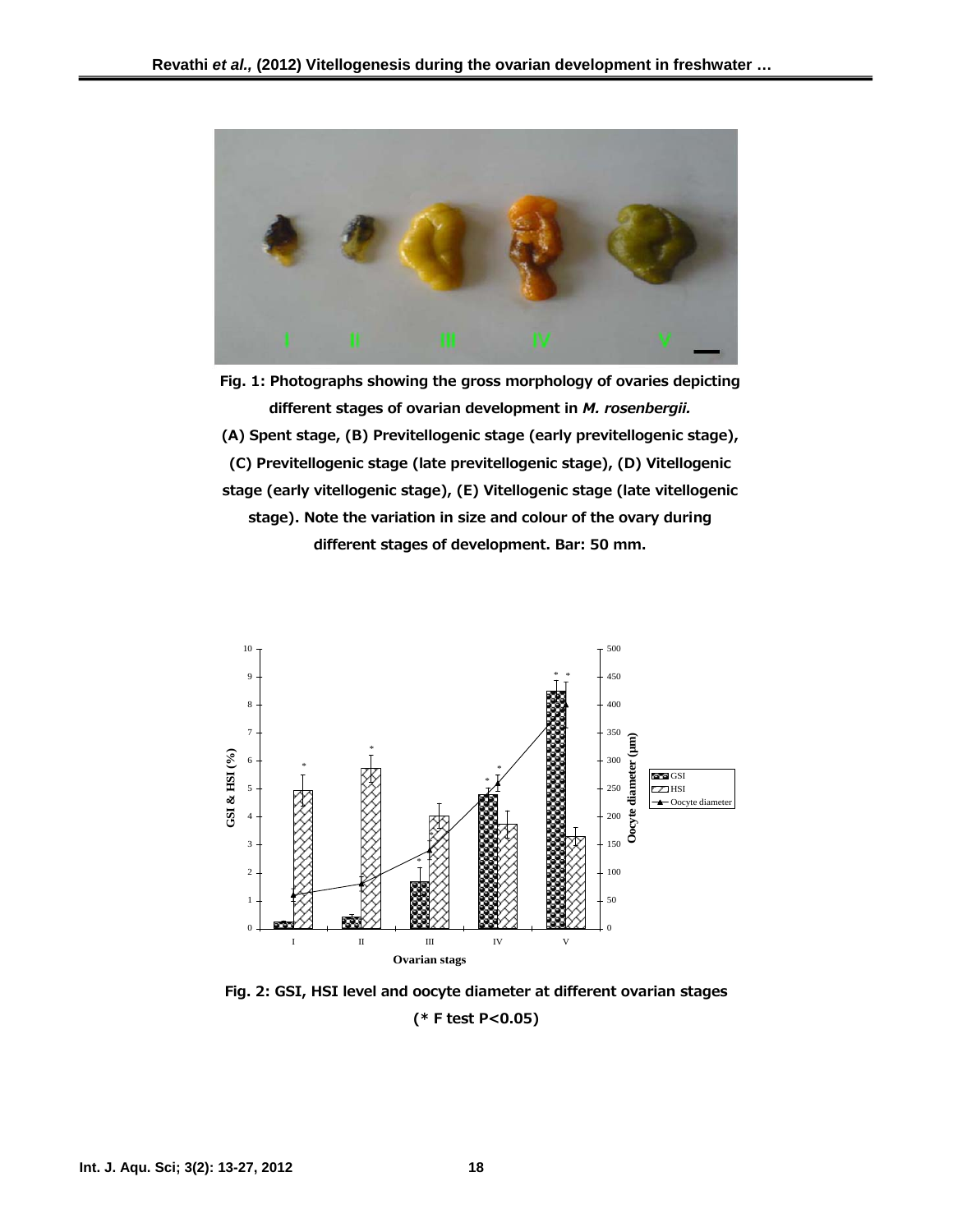I II III IV V

Fig. 1: Photographs showing the gross morphology of ovaries depicting different stages of ovarian development in *M. rosenbergii.* (A) Spent stage, (B) Previtellogenic stage (early previtellogenic stage), (C) Previtellogenic stage (late previtellogenic stage), (D) Vitellogenic stage (early vitellogenic stage), (E) Vitellogenic stage (late vitellogenic stage). Note the variation in size and colour of the ovary during different stages of development. Bar: 50 mm.

GSI & HSI (%)

0 1 2 3 4 5 6 7 8 9 10

Oocyte diameter (µm)

0 50 100 150 200 250 300 350 400 450 500

I II III IV V

Ovarian stags

GSI

HSI

Oocyte diameter

Fig. 2: GSI, HSI level and oocyte diameter at different ovarian stages (* F test P<0.05)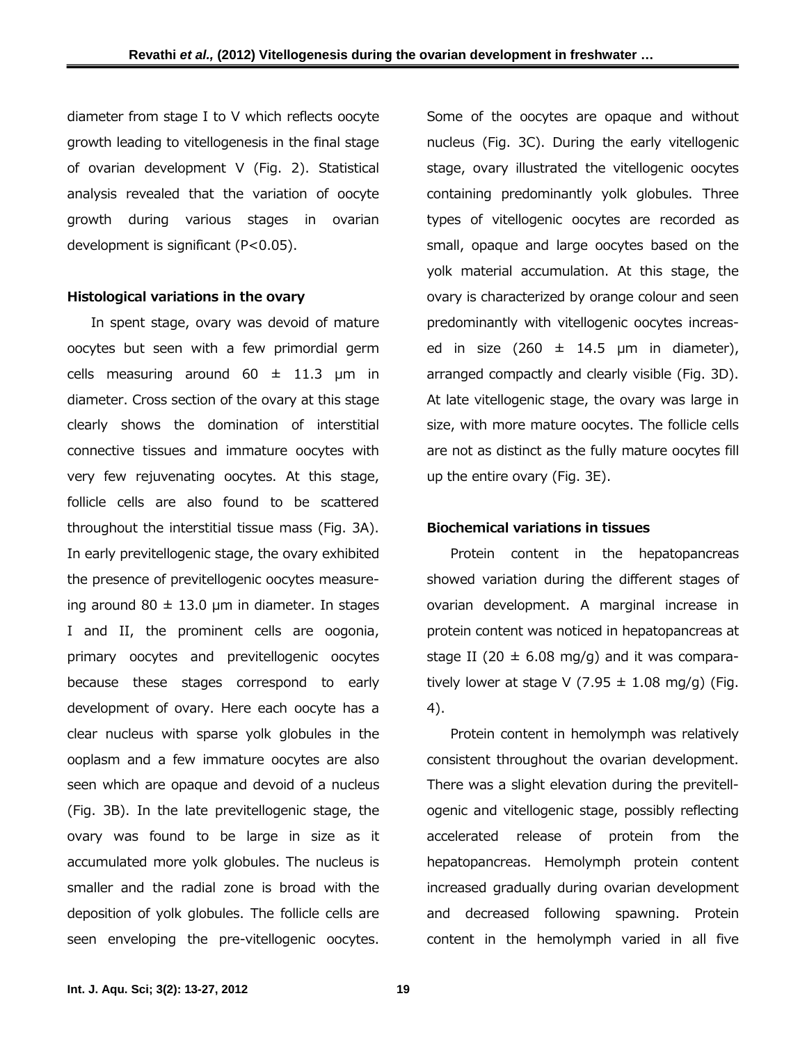diameter from stage I to V which reflects oocyte growth leading to vitellogenesis in the final stage of ovarian development V (Fig. 2). Statistical analysis revealed that the variation of oocyte growth during various stages in ovarian development is significant (P<0.05).

### Histological variations in the ovary

In spent stage, ovary was devoid of mature oocytes but seen with a few primordial germ cells measuring around 60 ± 11.3 μm in diameter. Cross section of the ovary at this stage clearly shows the domination of interstitial connective tissues and immature oocytes with very few rejuvenating oocytes. At this stage, follicle cells are also found to be scattered throughout the interstitial tissue mass (Fig. 3A). In early previtellogenic stage, the ovary exhibited the presence of previtellogenic oocytes measure-ing around 80 ± 13.0 μm in diameter. In stages I and II, the prominent cells are oogonia, primary oocytes and previtellogenic oocytes because these stages correspond to early development of ovary. Here each oocyte has a clear nucleus with sparse yolk globules in the ooplasm and a few immature oocytes are also seen which are opaque and devoid of a nucleus (Fig. 3B). In the late previtellogenic stage, the ovary was found to be large in size as it accumulated more yolk globules. The nucleus is smaller and the radial zone is broad with the deposition of yolk globules. The follicle cells are seen enveloping the pre-vitellogenic oocytes. Some of the oocytes are opaque and without nucleus (Fig. 3C). During the early vitellogenic stage, ovary illustrated the vitellogenic oocytes containing predominantly yolk globules. Three types of vitellogenic oocytes are recorded as small, opaque and large oocytes based on the yolk material accumulation. At this stage, the ovary is characterized by orange colour and seen predominantly with vitellogenic oocytes increas-ed in size (260 ± 14.5 μm in diameter), arranged compactly and clearly visible (Fig. 3D). At late vitellogenic stage, the ovary was large in size, with more mature oocytes. The follicle cells are not as distinct as the fully mature oocytes fill up the entire ovary (Fig. 3E).

### Biochemical variations in tissues

Protein content in the hepatopancreas showed variation during the different stages of ovarian development. A marginal increase in protein content was noticed in hepatopancreas at stage II (20 ± 6.08 mg/g) and it was compara-tively lower at stage V (7.95 ± 1.08 mg/g) (Fig. 4).

Protein content in hemolymph was relatively consistent throughout the ovarian development. There was a slight elevation during the previtell-ogenic and vitellogenic stage, possibly reflecting accelerated release of protein from the hepatopancreas. Hemolymph protein content increased gradually during ovarian development and decreased following spawning. Protein content in the hemolymph varied in all five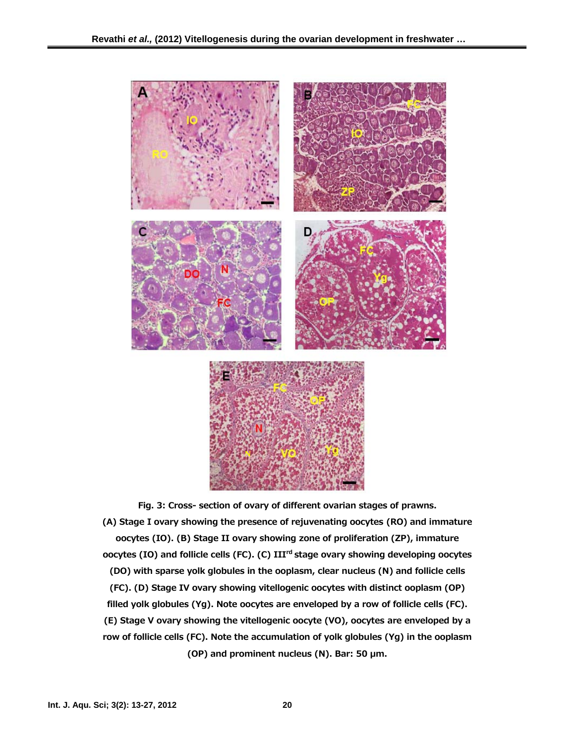**Fig. 3: Cross- section of ovary of different ovarian stages of prawns. (A) Stage I ovary showing the presence of rejuvenating oocytes (RO) and immature oocytes (IO). (B) Stage II ovary showing zone of proliferation (ZP), immature oocytes (IO) and follicle cells (FC). (C) III$^{rd}$ stage ovary showing developing oocytes (DO) with sparse yolk globules in the ooplasm, clear nucleus (N) and follicle cells (FC). (D) Stage IV ovary showing vitellogenic oocytes with distinct ooplasm (OP) filled yolk globules (Yg). Note oocytes are enveloped by a row of follicle cells (FC). (E) Stage V ovary showing the vitellogenic oocyte (VO), oocytes are enveloped by a row of follicle cells (FC). Note the accumulation of yolk globules (Yg) in the ooplasm (OP) and prominent nucleus (N). Bar: 50 µm.**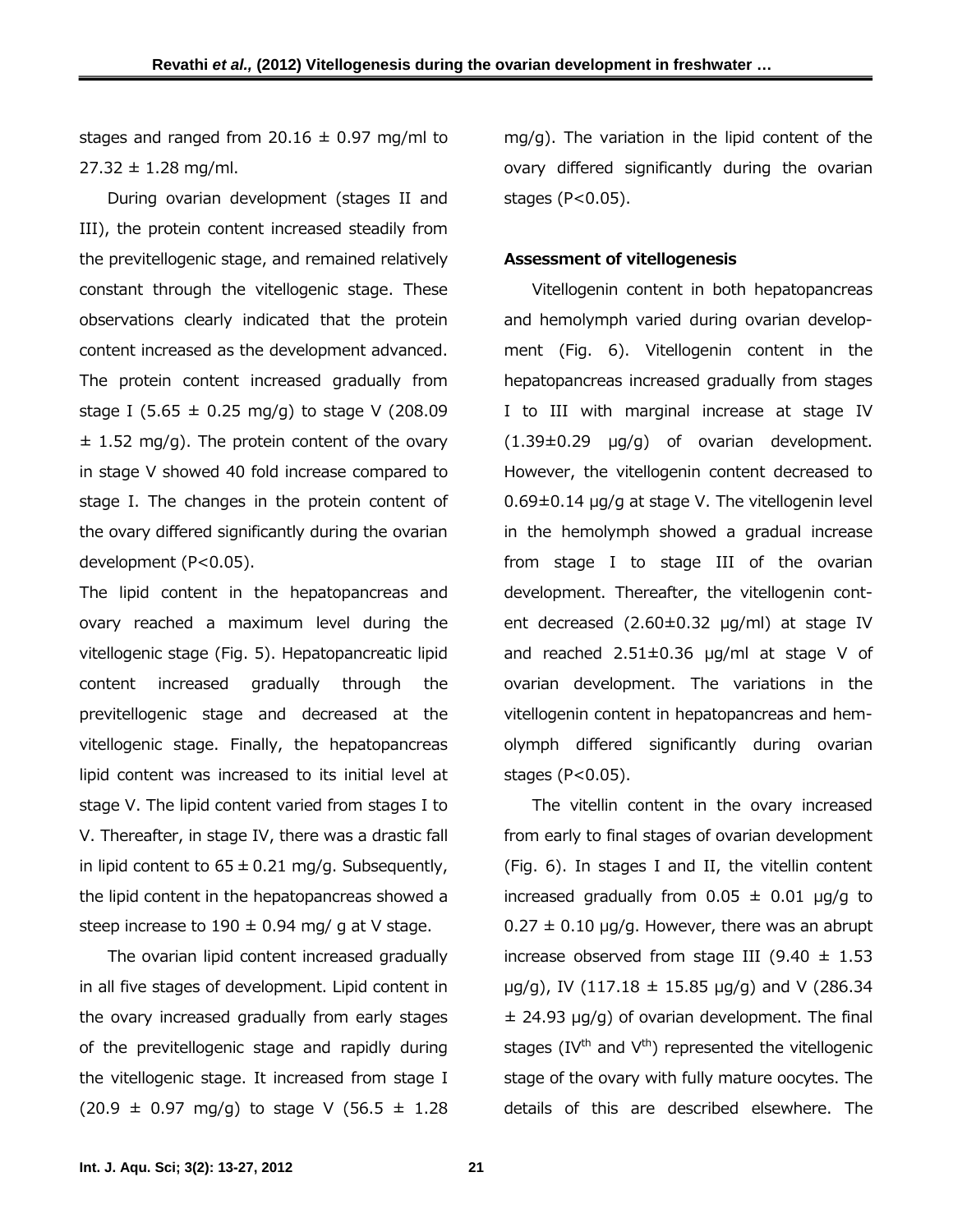stages and ranged from 20.16 ± 0.97 mg/ml to 27.32 ± 1.28 mg/ml.

During ovarian development (stages II and III), the protein content increased steadily from the previtellogenic stage, and remained relatively constant through the vitellogenic stage. These observations clearly indicated that the protein content increased as the development advanced. The protein content increased gradually from stage I (5.65 ± 0.25 mg/g) to stage V (208.09 ± 1.52 mg/g). The protein content of the ovary in stage V showed 40 fold increase compared to stage I. The changes in the protein content of the ovary differed significantly during the ovarian development (P<0.05).

The lipid content in the hepatopancreas and ovary reached a maximum level during the vitellogenic stage (Fig. 5). Hepatopancreatic lipid content increased gradually through the previtellogenic stage and decreased at the vitellogenic stage. Finally, the hepatopancreas lipid content was increased to its initial level at stage V. The lipid content varied from stages I to V. Thereafter, in stage IV, there was a drastic fall in lipid content to 65 ± 0.21 mg/g. Subsequently, the lipid content in the hepatopancreas showed a steep increase to 190 ± 0.94 mg/ g at V stage.

The ovarian lipid content increased gradually in all five stages of development. Lipid content in the ovary increased gradually from early stages of the previtellogenic stage and rapidly during the vitellogenic stage. It increased from stage I (20.9 ± 0.97 mg/g) to stage V (56.5 ± 1.28 mg/g). The variation in the lipid content of the ovary differed significantly during the ovarian stages (P<0.05).

**Assessment of vitellogenesis**

Vitellogenin content in both hepatopancreas and hemolymph varied during ovarian development (Fig. 6). Vitellogenin content in the hepatopancreas increased gradually from stages I to III with marginal increase at stage IV (1.39±0.29 µg/g) of ovarian development. However, the vitellogenin content decreased to 0.69±0.14 µg/g at stage V. The vitellogenin level in the hemolymph showed a gradual increase from stage I to stage III of the ovarian development. Thereafter, the vitellogenin content decreased (2.60±0.32 µg/ml) at stage IV and reached 2.51±0.36 µg/ml at stage V of ovarian development. The variations in the vitellogenin content in hepatopancreas and hemolymph differed significantly during ovarian stages (P<0.05).

The vitellin content in the ovary increased from early to final stages of ovarian development (Fig. 6). In stages I and II, the vitellin content increased gradually from 0.05 ± 0.01 µg/g to 0.27 ± 0.10 µg/g. However, there was an abrupt increase observed from stage III (9.40 ± 1.53 µg/g), IV (117.18 ± 15.85 µg/g) and V (286.34 ± 24.93 µg/g) of ovarian development. The final stages ($IV^{th}$ and $V^{th}$) represented the vitellogenic stage of the ovary with fully mature oocytes. The details of this are described elsewhere. The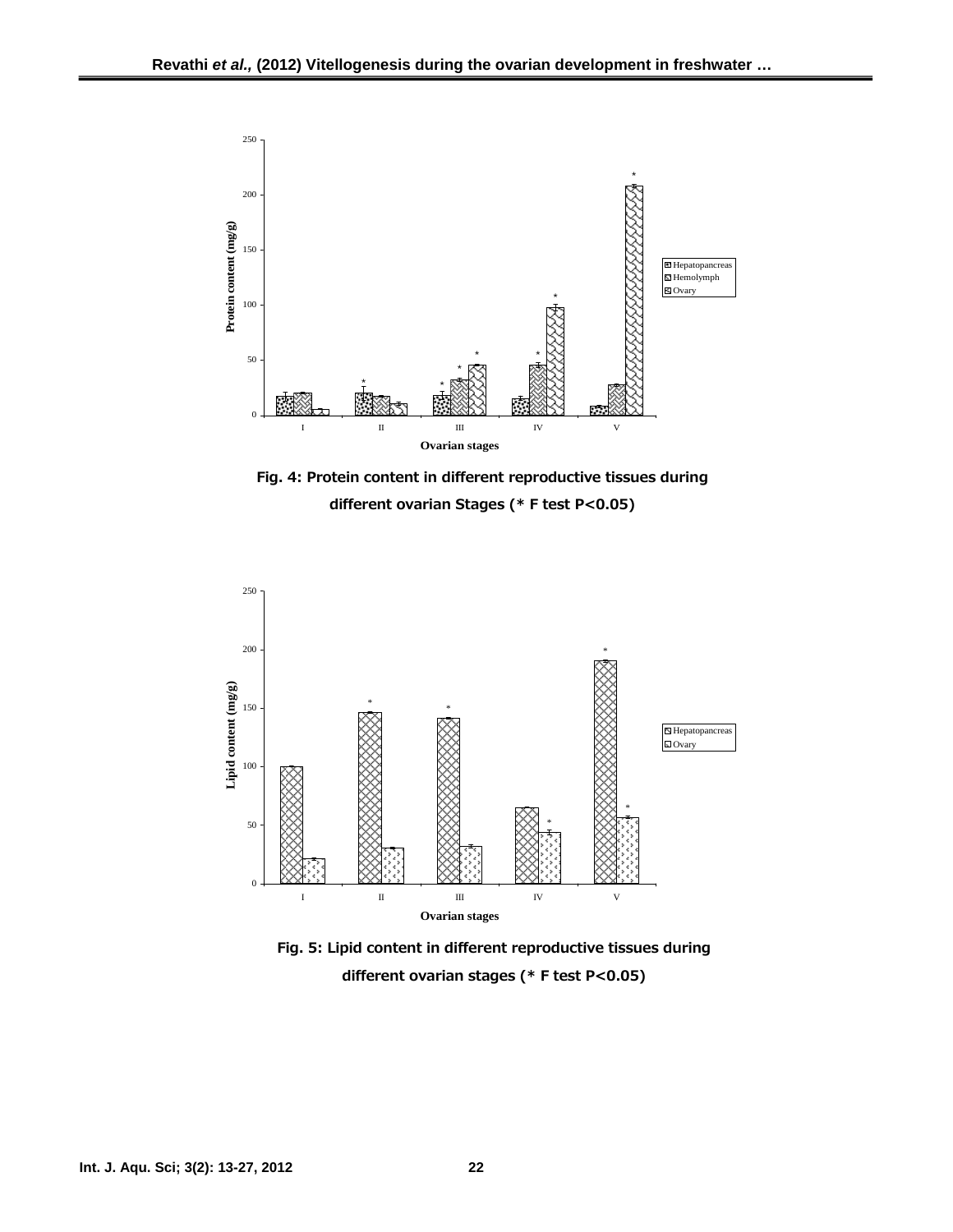250

200

150

100

50

0

Protein content (mg/g)

I II III IV V

Ovarian stages

Hepatopancreas
Hemolymph
Ovary

**Fig. 4: Protein content in different reproductive tissues during different ovarian Stages (* F test P<0.05)**

250

200

150

100

50

0

Lipid content (mg/g)

I II III IV V

Ovarian stages

Hepatopancreas
Ovary

**Fig. 5: Lipid content in different reproductive tissues during different ovarian stages (* F test P<0.05)**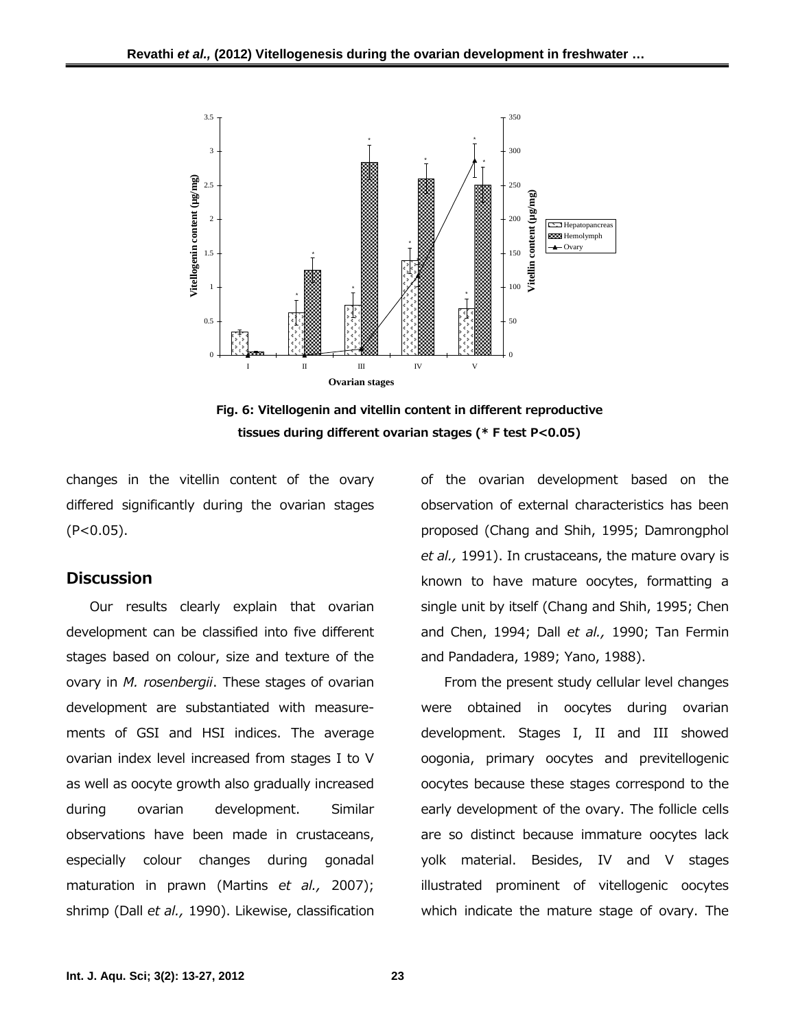3.5
3
2.5
2
1.5
1
0.5
0

350
300
250
200
150
100
50
0

Vitellogenin content (µg/mg)

Vitellin content (µg/mg)

I
II
III
IV
V

Ovarian stages

Hepatopancreas
Hemolymph
Ovary

**Fig. 6: Vitellogenin and vitellin content in different reproductive tissues during different ovarian stages (* F test P<0.05)**

changes in the vitellin content of the ovary differed significantly during the ovarian stages ($P<0.05$).

## Discussion

Our results clearly explain that ovarian development can be classified into five different stages based on colour, size and texture of the ovary in *M. rosenbergii*. These stages of ovarian development are substantiated with measurements of GSI and HSI indices. The average ovarian index level increased from stages I to V as well as oocyte growth also gradually increased during ovarian development. Similar observations have been made in crustaceans, especially colour changes during gonadal maturation in prawn (Martins *et al.,* 2007); shrimp (Dall *et al.,* 1990). Likewise, classification of the ovarian development based on the observation of external characteristics has been proposed (Chang and Shih, 1995; Damrongphol *et al.,* 1991). In crustaceans, the mature ovary is known to have mature oocytes, formatting a single unit by itself (Chang and Shih, 1995; Chen and Chen, 1994; Dall *et al.,* 1990; Tan Fermin and Pandadera, 1989; Yano, 1988).

From the present study cellular level changes were obtained in oocytes during ovarian development. Stages I, II and III showed oogonia, primary oocytes and previtellogenic oocytes because these stages correspond to the early development of the ovary. The follicle cells are so distinct because immature oocytes lack yolk material. Besides, IV and V stages illustrated prominent of vitellogenic oocytes which indicate the mature stage of ovary. The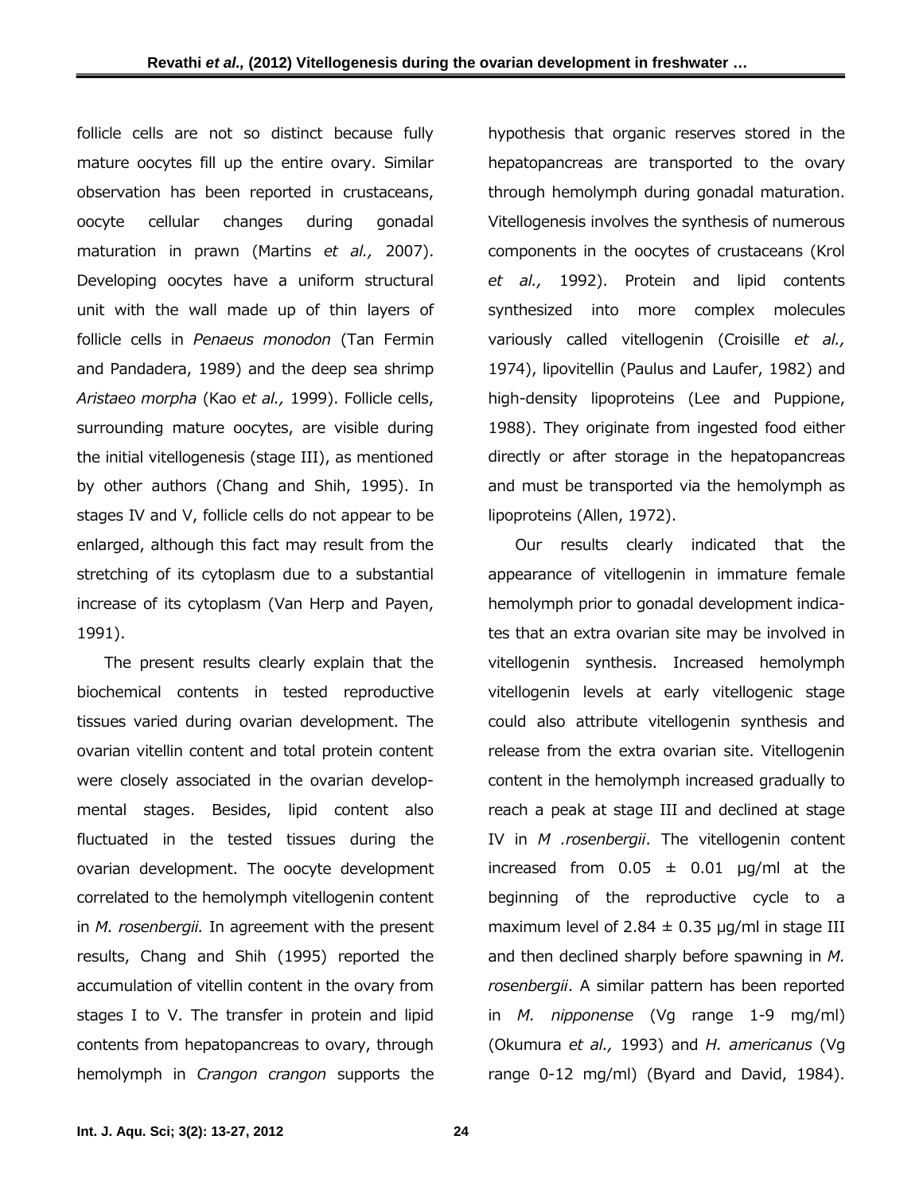follicle cells are not so distinct because fully mature oocytes fill up the entire ovary. Similar observation has been reported in crustaceans, oocyte cellular changes during gonadal maturation in prawn (Martins *et al.,* 2007). Developing oocytes have a uniform structural unit with the wall made up of thin layers of follicle cells in *Penaeus monodon* (Tan Fermin and Pandadera, 1989) and the deep sea shrimp *Aristaeo morpha* (Kao *et al.,* 1999). Follicle cells, surrounding mature oocytes, are visible during the initial vitellogenesis (stage III), as mentioned by other authors (Chang and Shih, 1995). In stages IV and V, follicle cells do not appear to be enlarged, although this fact may result from the stretching of its cytoplasm due to a substantial increase of its cytoplasm (Van Herp and Payen, 1991).

The present results clearly explain that the biochemical contents in tested reproductive tissues varied during ovarian development. The ovarian vitellin content and total protein content were closely associated in the ovarian developmental stages. Besides, lipid content also fluctuated in the tested tissues during the ovarian development. The oocyte development correlated to the hemolymph vitellogenin content in *M. rosenbergii.* In agreement with the present results, Chang and Shih (1995) reported the accumulation of vitellin content in the ovary from stages I to V. The transfer in protein and lipid contents from hepatopancreas to ovary, through hemolymph in *Crangon crangon* supports the hypothesis that organic reserves stored in the hepatopancreas are transported to the ovary through hemolymph during gonadal maturation. Vitellogenesis involves the synthesis of numerous components in the oocytes of crustaceans (Krol *et al.,* 1992). Protein and lipid contents synthesized into more complex molecules variously called vitellogenin (Croisille *et al.,* 1974), lipovitellin (Paulus and Laufer, 1982) and high-density lipoproteins (Lee and Puppione, 1988). They originate from ingested food either directly or after storage in the hepatopancreas and must be transported via the hemolymph as lipoproteins (Allen, 1972).

Our results clearly indicated that the appearance of vitellogenin in immature female hemolymph prior to gonadal development indicates that an extra ovarian site may be involved in vitellogenin synthesis. Increased hemolymph vitellogenin levels at early vitellogenic stage could also attribute vitellogenin synthesis and release from the extra ovarian site. Vitellogenin content in the hemolymph increased gradually to reach a peak at stage III and declined at stage IV in *M .rosenbergii*. The vitellogenin content increased from $0.05 \pm 0.01$ µg/ml at the beginning of the reproductive cycle to a maximum level of $2.84 \pm 0.35$ µg/ml in stage III and then declined sharply before spawning in *M. rosenbergii*. A similar pattern has been reported in *M. nipponense* (Vg range 1-9 mg/ml) (Okumura *et al.,* 1993) and *H. americanus* (Vg range 0-12 mg/ml) (Byard and David, 1984).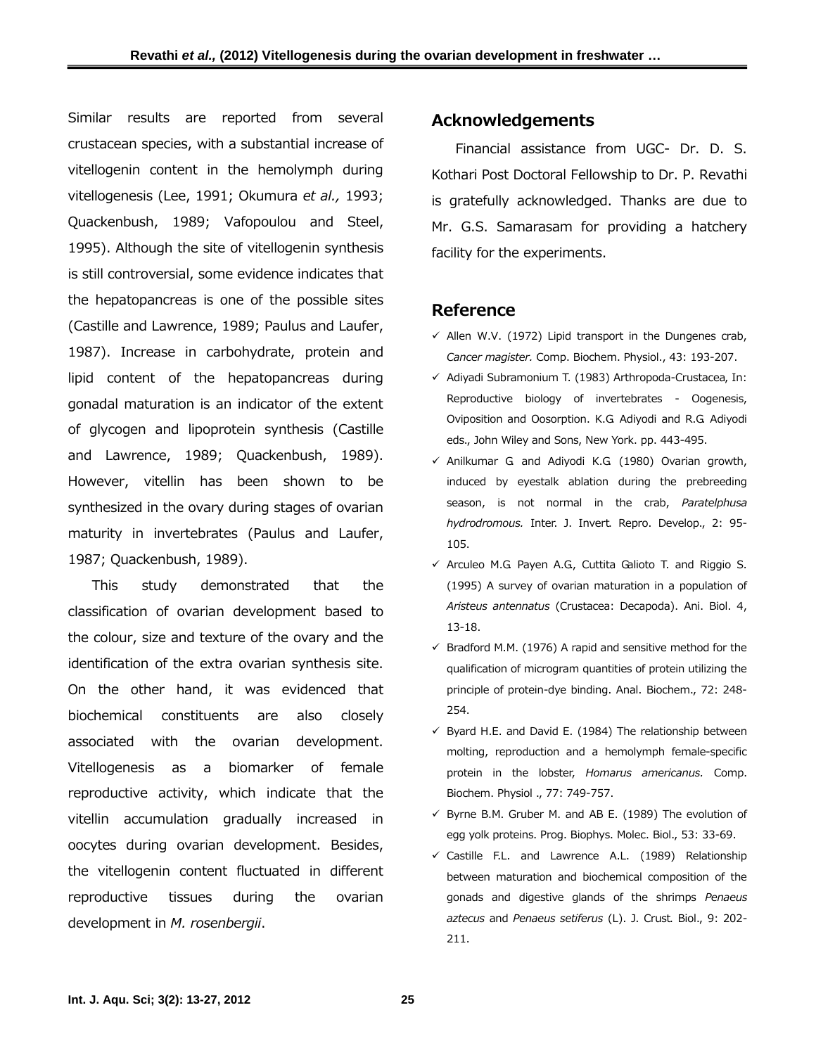Similar results are reported from several crustacean species, with a substantial increase of vitellogenin content in the hemolymph during vitellogenesis (Lee, 1991; Okumura *et al.,* 1993; Quackenbush, 1989; Vafopoulou and Steel, 1995). Although the site of vitellogenin synthesis is still controversial, some evidence indicates that the hepatopancreas is one of the possible sites (Castille and Lawrence, 1989; Paulus and Laufer, 1987). Increase in carbohydrate, protein and lipid content of the hepatopancreas during gonadal maturation is an indicator of the extent of glycogen and lipoprotein synthesis (Castille and Lawrence, 1989; Quackenbush, 1989). However, vitellin has been shown to be synthesized in the ovary during stages of ovarian maturity in invertebrates (Paulus and Laufer, 1987; Quackenbush, 1989).

This study demonstrated that the classification of ovarian development based to the colour, size and texture of the ovary and the identification of the extra ovarian synthesis site. On the other hand, it was evidenced that biochemical constituents are also closely associated with the ovarian development. Vitellogenesis as a biomarker of female reproductive activity, which indicate that the vitellin accumulation gradually increased in oocytes during ovarian development. Besides, the vitellogenin content fluctuated in different reproductive tissues during the ovarian development in *M. rosenbergii*.

## Acknowledgements

Financial assistance from UGC- Dr. D. S. Kothari Post Doctoral Fellowship to Dr. P. Revathi is gratefully acknowledged. Thanks are due to Mr. G.S. Samarasam for providing a hatchery facility for the experiments.

## Reference

- Allen W.V. (1972) Lipid transport in the Dungenes crab, *Cancer magister.* Comp. Biochem. Physiol., 43: 193-207.
- Adiyadi Subramonium T. (1983) Arthropoda-Crustacea, In: Reproductive biology of invertebrates - Oogenesis, Oviposition and Oosorption. K.G. Adiyodi and R.G. Adiyodi eds., John Wiley and Sons, New York. pp. 443-495.
- Anilkumar G. and Adiyodi K.G. (1980) Ovarian growth, induced by eyestalk ablation during the prebreeding season, is not normal in the crab, *Paratelphusa hydrodromous.* Inter. J. Invert. Repro. Develop., 2: 95-105.
- Arculeo M.G. Payen A.G., Cuttita Galioto T. and Riggio S. (1995) A survey of ovarian maturation in a population of *Aristeus antennatus* (Crustacea: Decapoda). Ani. Biol. 4, 13-18.
- Bradford M.M. (1976) A rapid and sensitive method for the qualification of microgram quantities of protein utilizing the principle of protein-dye binding. Anal. Biochem., 72: 248-254.
- Byard H.E. and David E. (1984) The relationship between molting, reproduction and a hemolymph female-specific protein in the lobster, *Homarus americanus.* Comp. Biochem. Physiol ., 77: 749-757.
- Byrne B.M. Gruber M. and AB E. (1989) The evolution of egg yolk proteins. Prog. Biophys. Molec. Biol., 53: 33-69.
- Castille F.L. and Lawrence A.L. (1989) Relationship between maturation and biochemical composition of the gonads and digestive glands of the shrimps *Penaeus aztecus* and *Penaeus setiferus* (L). J. Crust. Biol., 9: 202-211.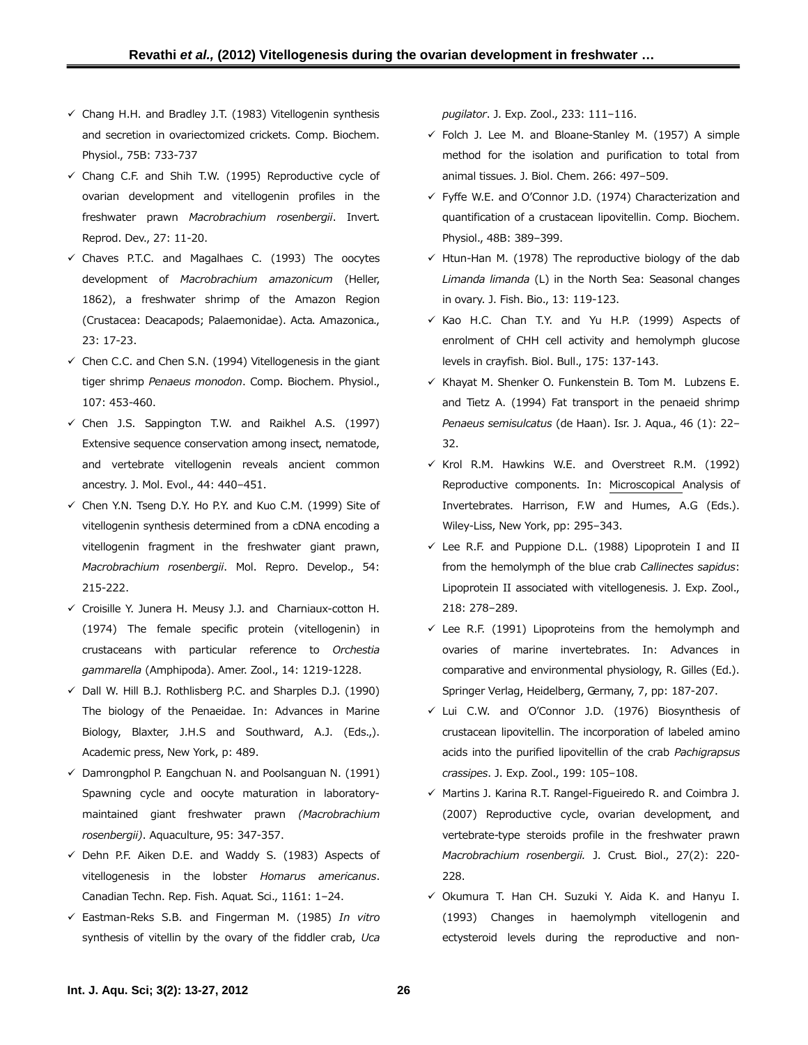- Chang H.H. and Bradley J.T. (1983) Vitellogenin synthesis and secretion in ovariectomized crickets. Comp. Biochem. Physiol., 75B: 733-737
- Chang C.F. and Shih T.W. (1995) Reproductive cycle of ovarian development and vitellogenin profiles in the freshwater prawn *Macrobrachium rosenbergii*. Invert. Reprod. Dev., 27: 11-20.
- Chaves P.T.C. and Magalhaes C. (1993) The oocytes development of *Macrobrachium amazonicum* (Heller, 1862), a freshwater shrimp of the Amazon Region (Crustacea: Deacapods; Palaemonidae). Acta. Amazonica., 23: 17-23.
- Chen C.C. and Chen S.N. (1994) Vitellogenesis in the giant tiger shrimp *Penaeus monodon*. Comp. Biochem. Physiol., 107: 453-460.
- Chen J.S. Sappington T.W. and Raikhel A.S. (1997) Extensive sequence conservation among insect, nematode, and vertebrate vitellogenin reveals ancient common ancestry. J. Mol. Evol., 44: 440–451.
- Chen Y.N. Tseng D.Y. Ho P.Y. and Kuo C.M. (1999) Site of vitellogenin synthesis determined from a cDNA encoding a vitellogenin fragment in the freshwater giant prawn, *Macrobrachium rosenbergii*. Mol. Repro. Develop., 54: 215-222.
- Croisille Y. Junera H. Meusy J.J. and Charniaux-cotton H. (1974) The female specific protein (vitellogenin) in crustaceans with particular reference to *Orchestia gammarella* (Amphipoda). Amer. Zool., 14: 1219-1228.
- Dall W. Hill B.J. Rothlisberg P.C. and Sharples D.J. (1990) The biology of the Penaeidae. In: Advances in Marine Biology, Blaxter, J.H.S and Southward, A.J. (Eds.,). Academic press, New York, p: 489.
- Damrongphol P. Eangchuan N. and Poolsanguan N. (1991) Spawning cycle and oocyte maturation in laboratory-maintained giant freshwater prawn *(Macrobrachium rosenbergii)*. Aquaculture, 95: 347-357.
- Dehn P.F. Aiken D.E. and Waddy S. (1983) Aspects of vitellogenesis in the lobster *Homarus americanus*. Canadian Techn. Rep. Fish. Aquat. Sci., 1161: 1–24.
- Eastman-Reks S.B. and Fingerman M. (1985) *In vitro* synthesis of vitellin by the ovary of the fiddler crab, *Uca pugilator*. J. Exp. Zool., 233: 111–116.
- Folch J. Lee M. and Bloane-Stanley M. (1957) A simple method for the isolation and purification to total from animal tissues. J. Biol. Chem. 266: 497–509.
- Fyffe W.E. and O'Connor J.D. (1974) Characterization and quantification of a crustacean lipovitellin. Comp. Biochem. Physiol., 48B: 389–399.
- Htun-Han M. (1978) The reproductive biology of the dab *Limanda limanda* (L) in the North Sea: Seasonal changes in ovary. J. Fish. Bio., 13: 119-123.
- Kao H.C. Chan T.Y. and Yu H.P. (1999) Aspects of enrolment of CHH cell activity and hemolymph glucose levels in crayfish. Biol. Bull., 175: 137-143.
- Khayat M. Shenker O. Funkenstein B. Tom M. Lubzens E. and Tietz A. (1994) Fat transport in the penaeid shrimp *Penaeus semisulcatus* (de Haan). Isr. J. Aqua., 46 (1): 22–32.
- Krol R.M. Hawkins W.E. and Overstreet R.M. (1992) Reproductive components. In: Microscopical Analysis of Invertebrates. Harrison, F.W and Humes, A.G (Eds.). Wiley-Liss, New York, pp: 295–343.
- Lee R.F. and Puppione D.L. (1988) Lipoprotein I and II from the hemolymph of the blue crab *Callinectes sapidus*: Lipoprotein II associated with vitellogenesis. J. Exp. Zool., 218: 278–289.
- Lee R.F. (1991) Lipoproteins from the hemolymph and ovaries of marine invertebrates. In: Advances in comparative and environmental physiology, R. Gilles (Ed.). Springer Verlag, Heidelberg, Germany, 7, pp: 187-207.
- Lui C.W. and O'Connor J.D. (1976) Biosynthesis of crustacean lipovitellin. The incorporation of labeled amino acids into the purified lipovitellin of the crab *Pachigrapsus crassipes*. J. Exp. Zool., 199: 105–108.
- Martins J. Karina R.T. Rangel-Figueiredo R. and Coimbra J. (2007) Reproductive cycle, ovarian development, and vertebrate-type steroids profile in the freshwater prawn *Macrobrachium rosenbergii.* J. Crust. Biol., 27(2): 220-228.
- Okumura T. Han CH. Suzuki Y. Aida K. and Hanyu I. (1993) Changes in haemolymph vitellogenin and ectysteroid levels during the reproductive and non-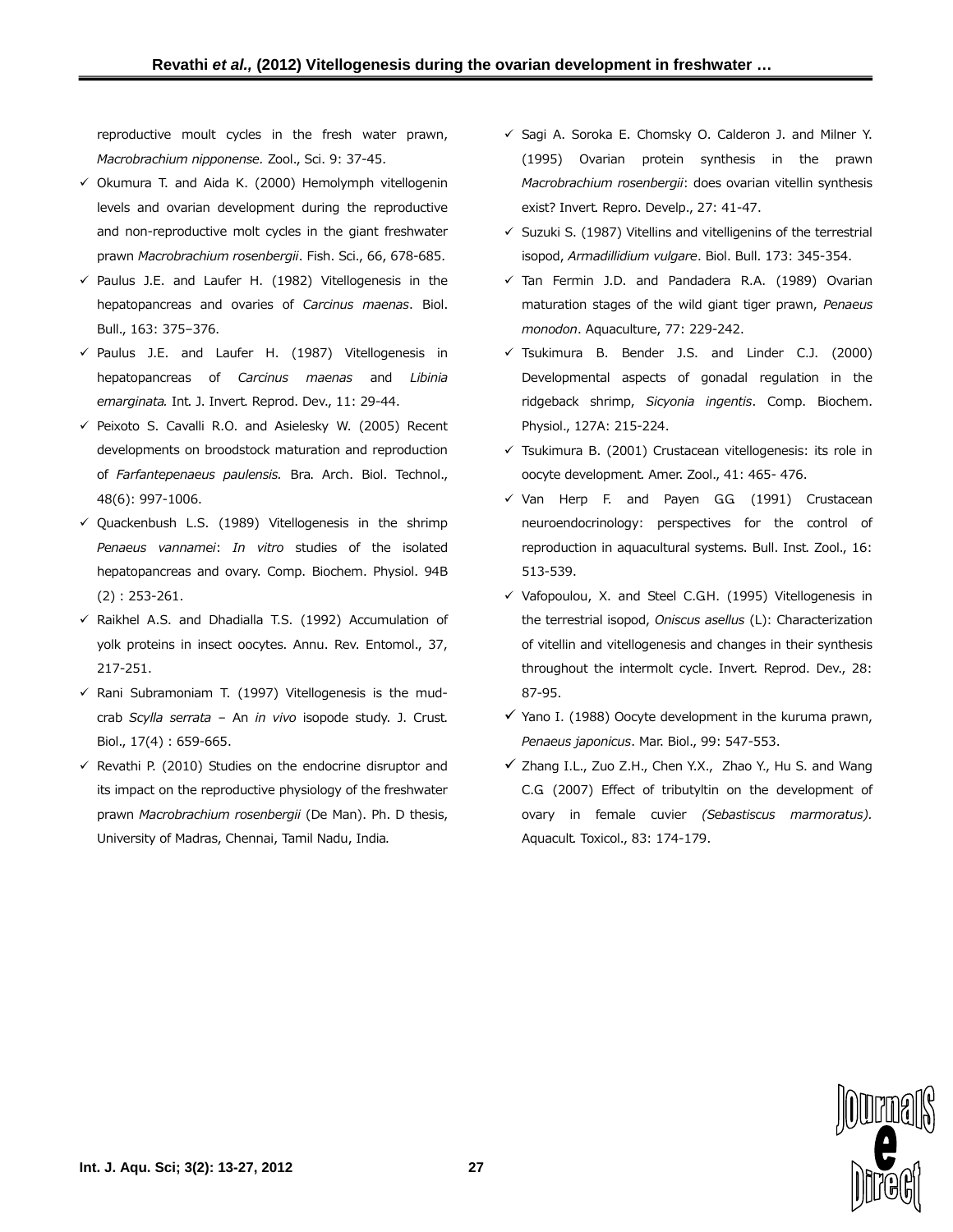reproductive moult cycles in the fresh water prawn, *Macrobrachium nipponense.* Zool., Sci. 9: 37-45.

- ✓ Okumura T. and Aida K. (2000) Hemolymph vitellogenin levels and ovarian development during the reproductive and non-reproductive molt cycles in the giant freshwater prawn *Macrobrachium rosenbergii*. Fish. Sci., 66, 678-685.
- ✓ Paulus J.E. and Laufer H. (1982) Vitellogenesis in the hepatopancreas and ovaries of *Carcinus maenas*. Biol. Bull., 163: 375–376.
- ✓ Paulus J.E. and Laufer H. (1987) Vitellogenesis in hepatopancreas of *Carcinus maenas* and *Libinia emarginata.* Int. J. Invert. Reprod. Dev., 11: 29-44.
- ✓ Peixoto S. Cavalli R.O. and Asielesky W. (2005) Recent developments on broodstock maturation and reproduction of *Farfantepenaeus paulensis.* Bra. Arch. Biol. Technol., 48(6): 997-1006.
- ✓ Quackenbush L.S. (1989) Vitellogenesis in the shrimp *Penaeus vannamei*: *In vitro* studies of the isolated hepatopancreas and ovary. Comp. Biochem. Physiol. 94B (2) : 253-261.
- ✓ Raikhel A.S. and Dhadialla T.S. (1992) Accumulation of yolk proteins in insect oocytes. Annu. Rev. Entomol., 37, 217-251.
- ✓ Rani Subramoniam T. (1997) Vitellogenesis is the mud-crab *Scylla serrata* – An *in vivo* isopode study. J. Crust. Biol., 17(4) : 659-665.
- ✓ Revathi P. (2010) Studies on the endocrine disruptor and its impact on the reproductive physiology of the freshwater prawn *Macrobrachium rosenbergii* (De Man). Ph. D thesis, University of Madras, Chennai, Tamil Nadu, India.
- ✓ Sagi A. Soroka E. Chomsky O. Calderon J. and Milner Y. (1995) Ovarian protein synthesis in the prawn *Macrobrachium rosenbergii*: does ovarian vitellin synthesis exist? Invert. Repro. Develp., 27: 41-47.
- ✓ Suzuki S. (1987) Vitellins and vitelligenins of the terrestrial isopod, *Armadillidium vulgare*. Biol. Bull. 173: 345-354.
- ✓ Tan Fermin J.D. and Pandadera R.A. (1989) Ovarian maturation stages of the wild giant tiger prawn, *Penaeus monodon*. Aquaculture, 77: 229-242.
- ✓ Tsukimura B. Bender J.S. and Linder C.J. (2000) Developmental aspects of gonadal regulation in the ridgeback shrimp, *Sicyonia ingentis*. Comp. Biochem. Physiol., 127A: 215-224.
- ✓ Tsukimura B. (2001) Crustacean vitellogenesis: its role in oocyte development. Amer. Zool., 41: 465- 476.
- ✓ Van Herp F. and Payen G.G. (1991) Crustacean neuroendocrinology: perspectives for the control of reproduction in aquacultural systems. Bull. Inst. Zool., 16: 513-539.
- ✓ Vafopoulou, X. and Steel C.G.H. (1995) Vitellogenesis in the terrestrial isopod, *Oniscus asellus* (L): Characterization of vitellin and vitellogenesis and changes in their synthesis throughout the intermolt cycle. Invert. Reprod. Dev., 28: 87-95.
- ✓ Yano I. (1988) Oocyte development in the kuruma prawn, *Penaeus japonicus*. Mar. Biol., 99: 547-553.
- ✓ Zhang I.L., Zuo Z.H., Chen Y.X., Zhao Y., Hu S. and Wang C.G. (2007) Effect of tributyltin on the development of ovary in female cuvier *(Sebastiscus marmoratus).* Aquacult. Toxicol., 83: 174-179.